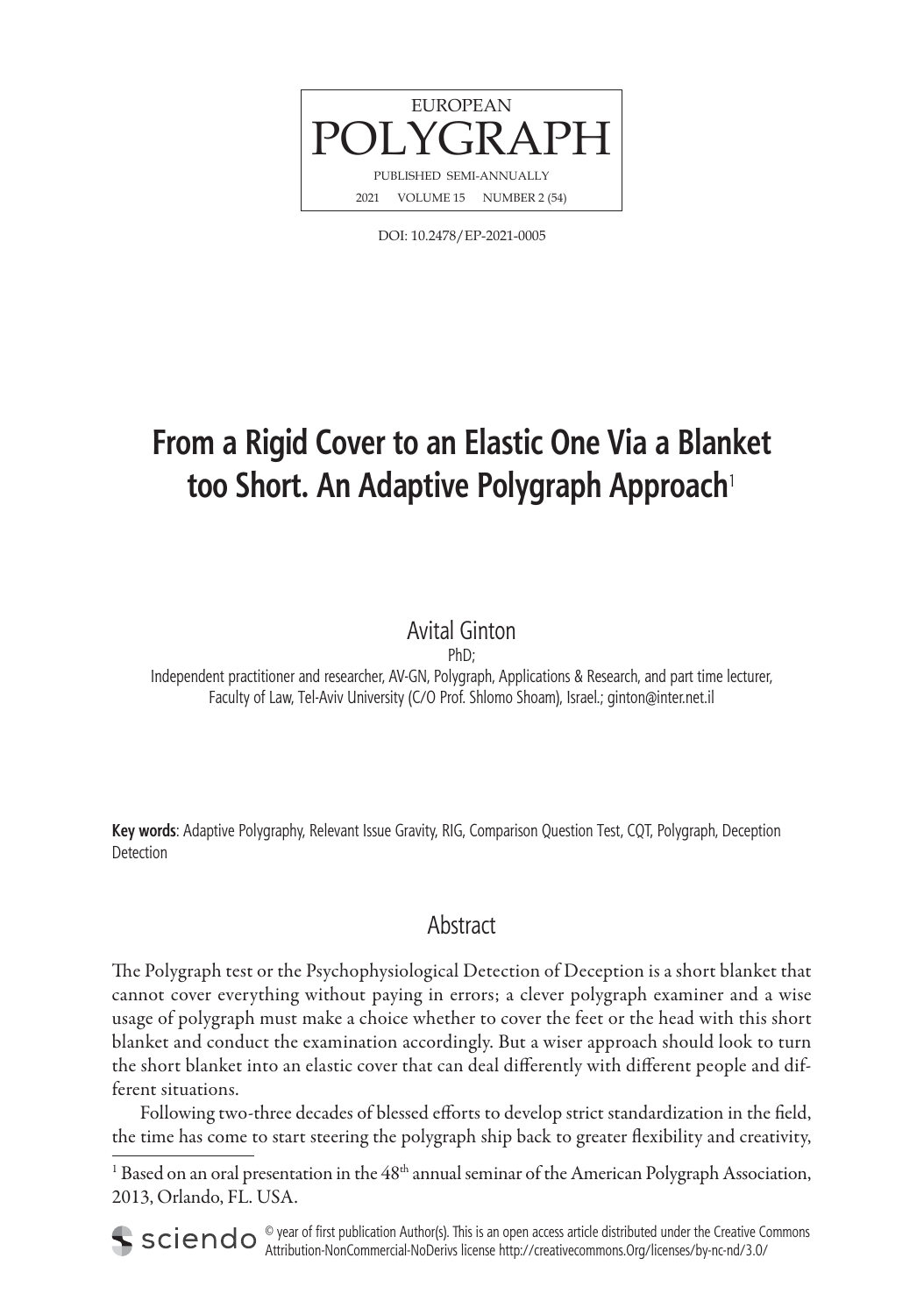EUROPEAN
POLYGRAPH
PUBLISHED SEMI-ANNUALLY
2021 VOLUME 15 NUMBER 2 (54)

DOI: 10.2478/EP-2021-0005

# From a Rigid Cover to an Elastic One Via a Blanket too Short. An Adaptive Polygraph Approach[1]

Avital Ginton

PhD;

Independent practitioner and researcher, AV-GN, Polygraph, Applications & Research, and part time lecturer, Faculty of Law, Tel-Aviv University (C/O Prof. Shlomo Shoam), Israel.; ginton@inter.net.il

**Key words**: Adaptive Polygraphy, Relevant Issue Gravity, RIG, Comparison Question Test, CQT, Polygraph, Deception Detection

## Abstract

The Polygraph test or the Psychophysiological Detection of Deception is a short blanket that cannot cover everything without paying in errors; a clever polygraph examiner and a wise usage of polygraph must make a choice whether to cover the feet or the head with this short blanket and conduct the examination accordingly. But a wiser approach should look to turn the short blanket into an elastic cover that can deal differently with different people and different situations.

Following two-three decades of blessed efforts to develop strict standardization in the field, the time has come to start steering the polygraph ship back to greater flexibility and creativity,

[1] Based on an oral presentation in the 48th annual seminar of the American Polygraph Association, 2013, Orlando, FL. USA.

© year of first publication Author(s). This is an open access article distributed under the Creative Commons Attribution-NonCommercial-NoDerivs license http://creativecommons.Org/licenses/by-nc-nd/3.0/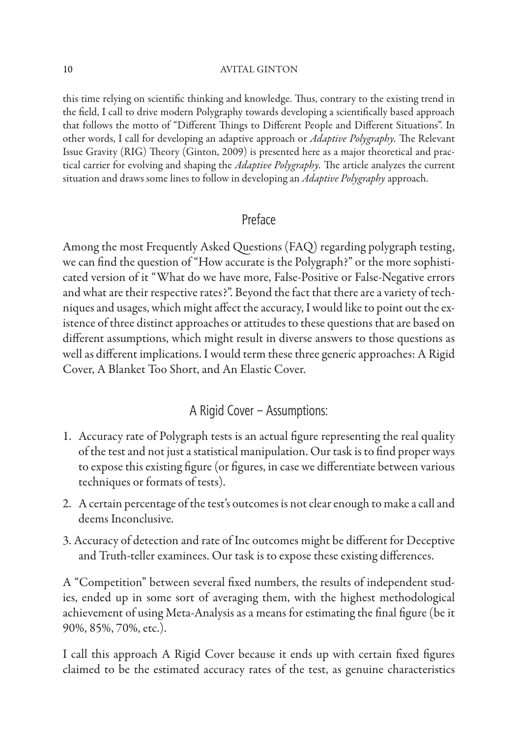this time relying on scientific thinking and knowledge. Thus, contrary to the existing trend in the field, I call to drive modern Polygraphy towards developing a scientifically based approach that follows the motto of "Different Things to Different People and Different Situations". In other words, I call for developing an adaptive approach or *Adaptive Polygraphy.* The Relevant Issue Gravity (RIG) Theory (Ginton, 2009) is presented here as a major theoretical and practical carrier for evolving and shaping the *Adaptive Polygraphy.* The article analyzes the current situation and draws some lines to follow in developing an *Adaptive Polygraphy* approach.

## Preface

Among the most Frequently Asked Questions (FAQ) regarding polygraph testing, we can find the question of "How accurate is the Polygraph?" or the more sophisticated version of it "What do we have more, False-Positive or False-Negative errors and what are their respective rates?". Beyond the fact that there are a variety of techniques and usages, which might affect the accuracy, I would like to point out the existence of three distinct approaches or attitudes to these questions that are based on different assumptions, which might result in diverse answers to those questions as well as different implications. I would term these three generic approaches: A Rigid Cover, A Blanket Too Short, and An Elastic Cover.

## A Rigid Cover – Assumptions:

1. Accuracy rate of Polygraph tests is an actual figure representing the real quality of the test and not just a statistical manipulation. Our task is to find proper ways to expose this existing figure (or figures, in case we differentiate between various techniques or formats of tests).
2. A certain percentage of the test's outcomes is not clear enough to make a call and deems Inconclusive.
3. Accuracy of detection and rate of Inc outcomes might be different for Deceptive and Truth-teller examinees. Our task is to expose these existing differences.

A "Competition" between several fixed numbers, the results of independent studies, ended up in some sort of averaging them, with the highest methodological achievement of using Meta-Analysis as a means for estimating the final figure (be it 90%, 85%, 70%, etc.).

I call this approach A Rigid Cover because it ends up with certain fixed figures claimed to be the estimated accuracy rates of the test, as genuine characteristics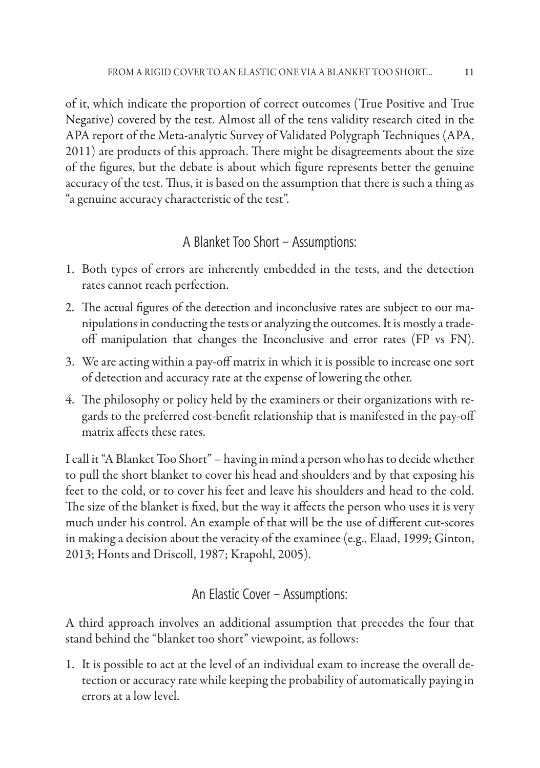of it, which indicate the proportion of correct outcomes (True Positive and True Negative) covered by the test. Almost all of the tens validity research cited in the APA report of the Meta-analytic Survey of Validated Polygraph Techniques (APA, 2011) are products of this approach. There might be disagreements about the size of the figures, but the debate is about which figure represents better the genuine accuracy of the test. Thus, it is based on the assumption that there is such a thing as "a genuine accuracy characteristic of the test".

## A Blanket Too Short – Assumptions:

1. Both types of errors are inherently embedded in the tests, and the detection rates cannot reach perfection.
2. The actual figures of the detection and inconclusive rates are subject to our manipulations in conducting the tests or analyzing the outcomes. It is mostly a trade-off manipulation that changes the Inconclusive and error rates (FP vs FN).
3. We are acting within a pay-off matrix in which it is possible to increase one sort of detection and accuracy rate at the expense of lowering the other.
4. The philosophy or policy held by the examiners or their organizations with regards to the preferred cost-benefit relationship that is manifested in the pay-off matrix affects these rates.

I call it "A Blanket Too Short" – having in mind a person who has to decide whether to pull the short blanket to cover his head and shoulders and by that exposing his feet to the cold, or to cover his feet and leave his shoulders and head to the cold. The size of the blanket is fixed, but the way it affects the person who uses it is very much under his control. An example of that will be the use of different cut-scores in making a decision about the veracity of the examinee (e.g., Elaad, 1999; Ginton, 2013; Honts and Driscoll, 1987; Krapohl, 2005).

## An Elastic Cover – Assumptions:

A third approach involves an additional assumption that precedes the four that stand behind the "blanket too short" viewpoint, as follows:

1. It is possible to act at the level of an individual exam to increase the overall detection or accuracy rate while keeping the probability of automatically paying in errors at a low level.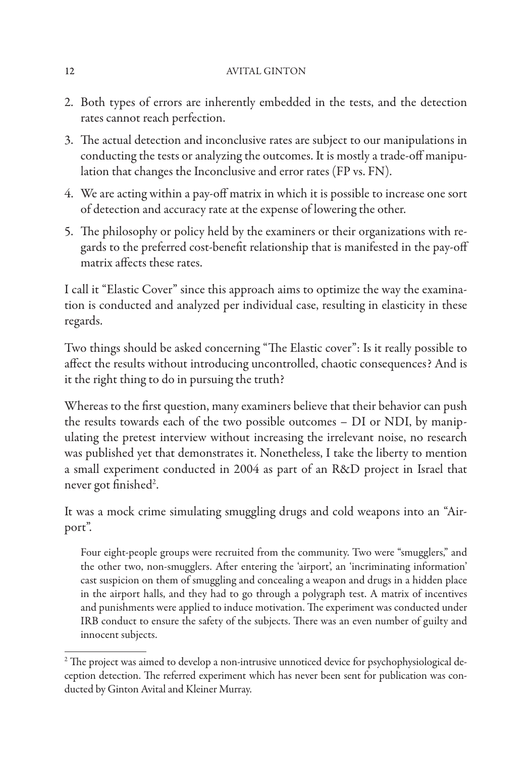2. Both types of errors are inherently embedded in the tests, and the detection rates cannot reach perfection.
3. The actual detection and inconclusive rates are subject to our manipulations in conducting the tests or analyzing the outcomes. It is mostly a trade-off manipulation that changes the Inconclusive and error rates (FP vs. FN).
4. We are acting within a pay-off matrix in which it is possible to increase one sort of detection and accuracy rate at the expense of lowering the other.
5. The philosophy or policy held by the examiners or their organizations with regards to the preferred cost-benefit relationship that is manifested in the pay-off matrix affects these rates.

I call it "Elastic Cover" since this approach aims to optimize the way the examination is conducted and analyzed per individual case, resulting in elasticity in these regards.

Two things should be asked concerning "The Elastic cover": Is it really possible to affect the results without introducing uncontrolled, chaotic consequences? And is it the right thing to do in pursuing the truth?

Whereas to the first question, many examiners believe that their behavior can push the results towards each of the two possible outcomes – DI or NDI, by manipulating the pretest interview without increasing the irrelevant noise, no research was published yet that demonstrates it. Nonetheless, I take the liberty to mention a small experiment conducted in 2004 as part of an R&D project in Israel that never got finished[2].

It was a mock crime simulating smuggling drugs and cold weapons into an "Airport".

> Four eight-people groups were recruited from the community. Two were "smugglers," and the other two, non-smugglers. After entering the 'airport', an 'incriminating information' cast suspicion on them of smuggling and concealing a weapon and drugs in a hidden place in the airport halls, and they had to go through a polygraph test. A matrix of incentives and punishments were applied to induce motivation. The experiment was conducted under IRB conduct to ensure the safety of the subjects. There was an even number of guilty and innocent subjects.

[2] The project was aimed to develop a non-intrusive unnoticed device for psychophysiological deception detection. The referred experiment which has never been sent for publication was conducted by Ginton Avital and Kleiner Murray.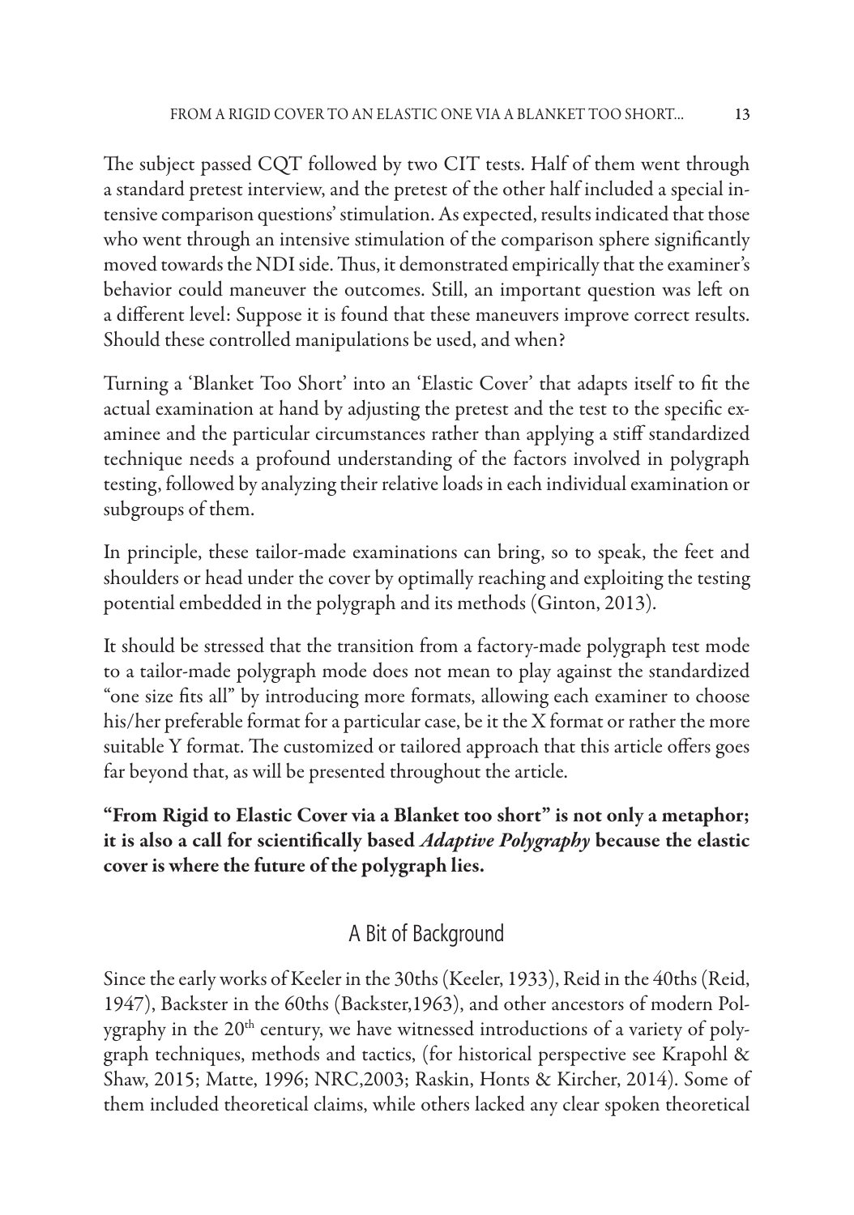The subject passed CQT followed by two CIT tests. Half of them went through a standard pretest interview, and the pretest of the other half included a special intensive comparison questions' stimulation. As expected, results indicated that those who went through an intensive stimulation of the comparison sphere significantly moved towards the NDI side. Thus, it demonstrated empirically that the examiner's behavior could maneuver the outcomes. Still, an important question was left on a different level: Suppose it is found that these maneuvers improve correct results. Should these controlled manipulations be used, and when?

Turning a 'Blanket Too Short' into an 'Elastic Cover' that adapts itself to fit the actual examination at hand by adjusting the pretest and the test to the specific examinee and the particular circumstances rather than applying a stiff standardized technique needs a profound understanding of the factors involved in polygraph testing, followed by analyzing their relative loads in each individual examination or subgroups of them.

In principle, these tailor-made examinations can bring, so to speak, the feet and shoulders or head under the cover by optimally reaching and exploiting the testing potential embedded in the polygraph and its methods (Ginton, 2013).

It should be stressed that the transition from a factory-made polygraph test mode to a tailor-made polygraph mode does not mean to play against the standardized "one size fits all" by introducing more formats, allowing each examiner to choose his/her preferable format for a particular case, be it the X format or rather the more suitable Y format. The customized or tailored approach that this article offers goes far beyond that, as will be presented throughout the article.

**"From Rigid to Elastic Cover via a Blanket too short" is not only a metaphor; it is also a call for scientifically based *Adaptive Polygraphy* because the elastic cover is where the future of the polygraph lies.**

## A Bit of Background

Since the early works of Keeler in the 30ths (Keeler, 1933), Reid in the 40ths (Reid, 1947), Backster in the 60ths (Backster,1963), and other ancestors of modern Polygraphy in the 20th century, we have witnessed introductions of a variety of polygraph techniques, methods and tactics, (for historical perspective see Krapohl & Shaw, 2015; Matte, 1996; NRC,2003; Raskin, Honts & Kircher, 2014). Some of them included theoretical claims, while others lacked any clear spoken theoretical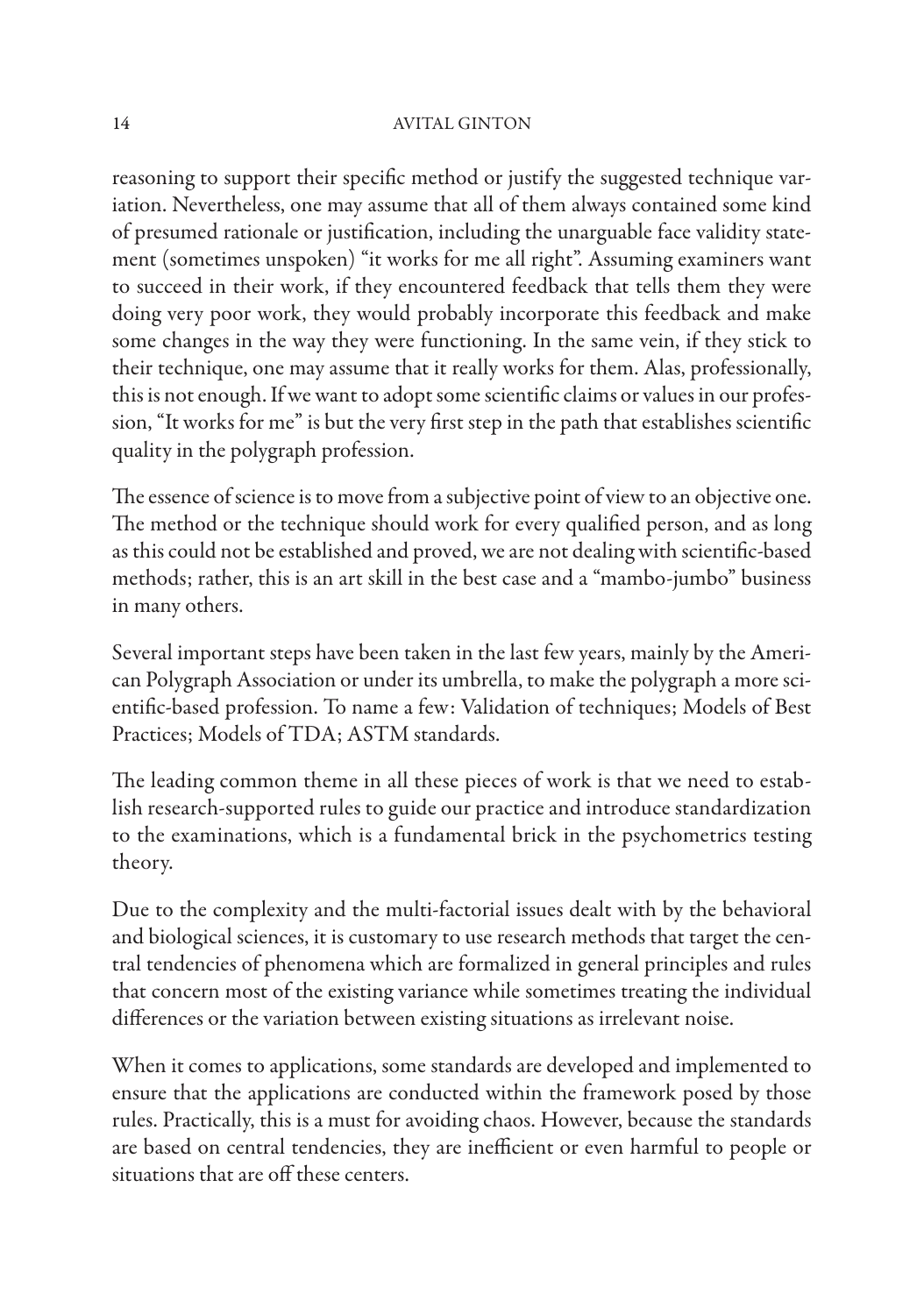reasoning to support their specific method or justify the suggested technique variation. Nevertheless, one may assume that all of them always contained some kind of presumed rationale or justification, including the unarguable face validity statement (sometimes unspoken) "it works for me all right". Assuming examiners want to succeed in their work, if they encountered feedback that tells them they were doing very poor work, they would probably incorporate this feedback and make some changes in the way they were functioning. In the same vein, if they stick to their technique, one may assume that it really works for them. Alas, professionally, this is not enough. If we want to adopt some scientific claims or values in our profession, "It works for me" is but the very first step in the path that establishes scientific quality in the polygraph profession.

The essence of science is to move from a subjective point of view to an objective one. The method or the technique should work for every qualified person, and as long as this could not be established and proved, we are not dealing with scientific-based methods; rather, this is an art skill in the best case and a "mambo-jumbo" business in many others.

Several important steps have been taken in the last few years, mainly by the American Polygraph Association or under its umbrella, to make the polygraph a more scientific-based profession. To name a few: Validation of techniques; Models of Best Practices; Models of TDA; ASTM standards.

The leading common theme in all these pieces of work is that we need to establish research-supported rules to guide our practice and introduce standardization to the examinations, which is a fundamental brick in the psychometrics testing theory.

Due to the complexity and the multi-factorial issues dealt with by the behavioral and biological sciences, it is customary to use research methods that target the central tendencies of phenomena which are formalized in general principles and rules that concern most of the existing variance while sometimes treating the individual differences or the variation between existing situations as irrelevant noise.

When it comes to applications, some standards are developed and implemented to ensure that the applications are conducted within the framework posed by those rules. Practically, this is a must for avoiding chaos. However, because the standards are based on central tendencies, they are inefficient or even harmful to people or situations that are off these centers.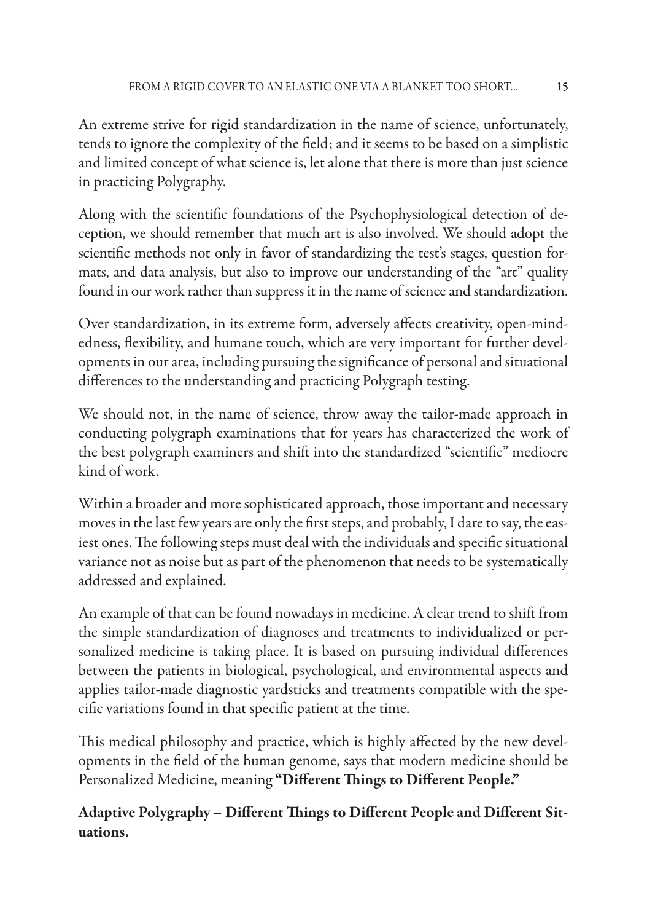An extreme strive for rigid standardization in the name of science, unfortunately, tends to ignore the complexity of the field; and it seems to be based on a simplistic and limited concept of what science is, let alone that there is more than just science in practicing Polygraphy.

Along with the scientific foundations of the Psychophysiological detection of deception, we should remember that much art is also involved. We should adopt the scientific methods not only in favor of standardizing the test's stages, question formats, and data analysis, but also to improve our understanding of the "art" quality found in our work rather than suppress it in the name of science and standardization.

Over standardization, in its extreme form, adversely affects creativity, open-mindedness, flexibility, and humane touch, which are very important for further developments in our area, including pursuing the significance of personal and situational differences to the understanding and practicing Polygraph testing.

We should not, in the name of science, throw away the tailor-made approach in conducting polygraph examinations that for years has characterized the work of the best polygraph examiners and shift into the standardized "scientific" mediocre kind of work.

Within a broader and more sophisticated approach, those important and necessary moves in the last few years are only the first steps, and probably, I dare to say, the easiest ones. The following steps must deal with the individuals and specific situational variance not as noise but as part of the phenomenon that needs to be systematically addressed and explained.

An example of that can be found nowadays in medicine. A clear trend to shift from the simple standardization of diagnoses and treatments to individualized or personalized medicine is taking place. It is based on pursuing individual differences between the patients in biological, psychological, and environmental aspects and applies tailor-made diagnostic yardsticks and treatments compatible with the specific variations found in that specific patient at the time.

This medical philosophy and practice, which is highly affected by the new developments in the field of the human genome, says that modern medicine should be Personalized Medicine, meaning **"Different Things to Different People."**

**Adaptive Polygraphy – Different Things to Different People and Different Situations.**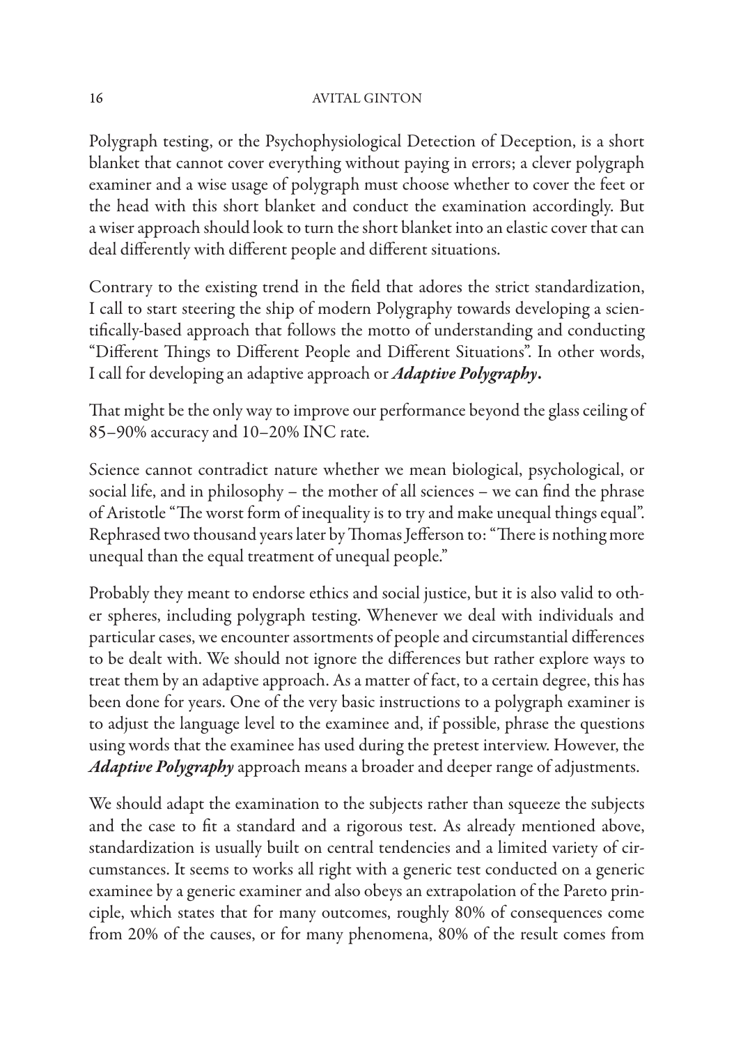Polygraph testing, or the Psychophysiological Detection of Deception, is a short blanket that cannot cover everything without paying in errors; a clever polygraph examiner and a wise usage of polygraph must choose whether to cover the feet or the head with this short blanket and conduct the examination accordingly. But a wiser approach should look to turn the short blanket into an elastic cover that can deal differently with different people and different situations.

Contrary to the existing trend in the field that adores the strict standardization, I call to start steering the ship of modern Polygraphy towards developing a scientifically-based approach that follows the motto of understanding and conducting "Different Things to Different People and Different Situations". In other words, I call for developing an adaptive approach or ***Adaptive Polygraphy*.**

That might be the only way to improve our performance beyond the glass ceiling of 85–90% accuracy and 10–20% INC rate.

Science cannot contradict nature whether we mean biological, psychological, or social life, and in philosophy – the mother of all sciences – we can find the phrase of Aristotle "The worst form of inequality is to try and make unequal things equal". Rephrased two thousand years later by Thomas Jefferson to: "There is nothing more unequal than the equal treatment of unequal people."

Probably they meant to endorse ethics and social justice, but it is also valid to other spheres, including polygraph testing. Whenever we deal with individuals and particular cases, we encounter assortments of people and circumstantial differences to be dealt with. We should not ignore the differences but rather explore ways to treat them by an adaptive approach. As a matter of fact, to a certain degree, this has been done for years. One of the very basic instructions to a polygraph examiner is to adjust the language level to the examinee and, if possible, phrase the questions using words that the examinee has used during the pretest interview. However, the ***Adaptive Polygraphy*** approach means a broader and deeper range of adjustments.

We should adapt the examination to the subjects rather than squeeze the subjects and the case to fit a standard and a rigorous test. As already mentioned above, standardization is usually built on central tendencies and a limited variety of circumstances. It seems to works all right with a generic test conducted on a generic examinee by a generic examiner and also obeys an extrapolation of the Pareto principle, which states that for many outcomes, roughly 80% of consequences come from 20% of the causes, or for many phenomena, 80% of the result comes from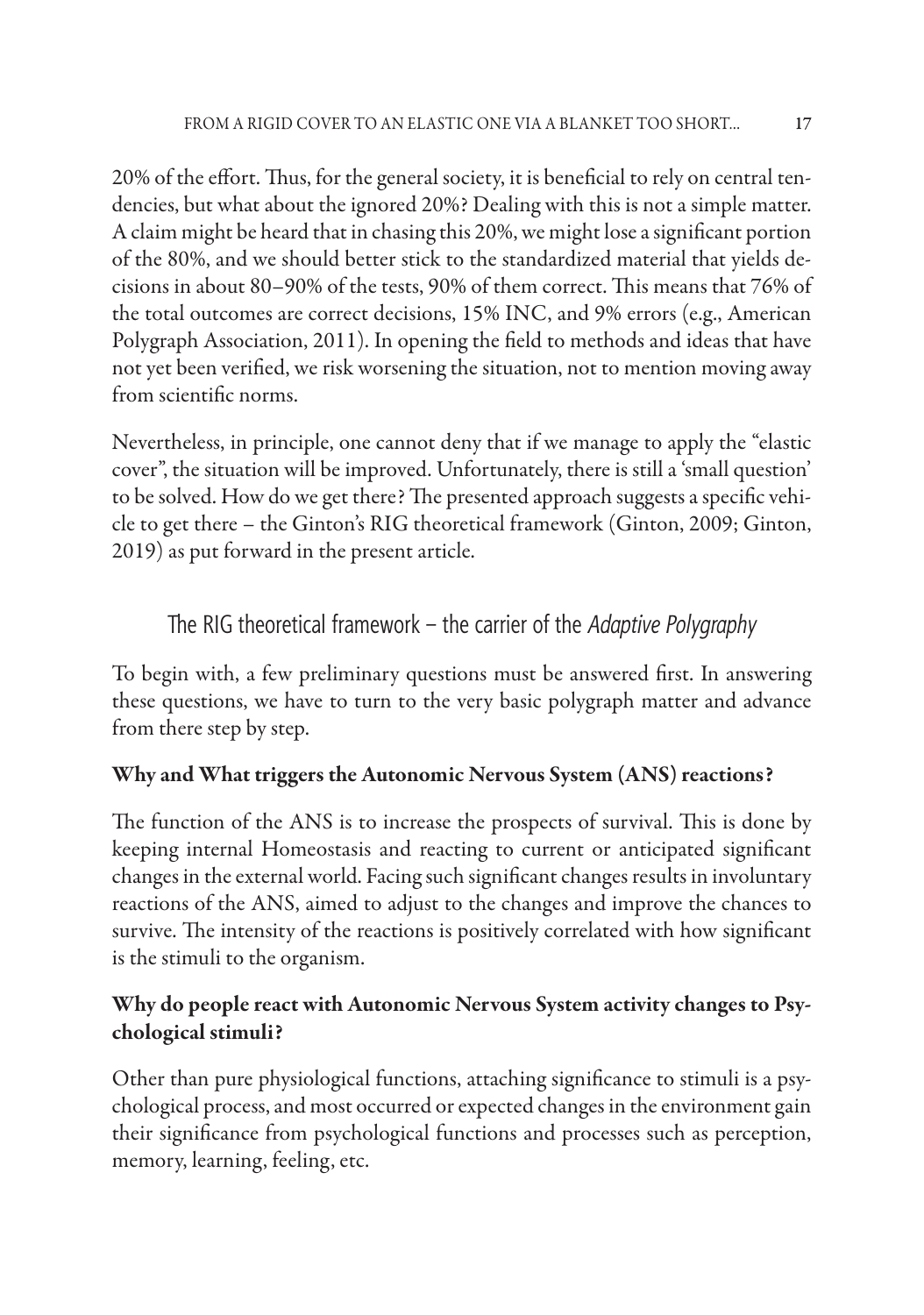20% of the effort. Thus, for the general society, it is beneficial to rely on central tendencies, but what about the ignored 20%? Dealing with this is not a simple matter. A claim might be heard that in chasing this 20%, we might lose a significant portion of the 80%, and we should better stick to the standardized material that yields decisions in about 80–90% of the tests, 90% of them correct. This means that 76% of the total outcomes are correct decisions, 15% INC, and 9% errors (e.g., American Polygraph Association, 2011). In opening the field to methods and ideas that have not yet been verified, we risk worsening the situation, not to mention moving away from scientific norms.

Nevertheless, in principle, one cannot deny that if we manage to apply the "elastic cover", the situation will be improved. Unfortunately, there is still a 'small question' to be solved. How do we get there? The presented approach suggests a specific vehicle to get there – the Ginton's RIG theoretical framework (Ginton, 2009; Ginton, 2019) as put forward in the present article.

## The RIG theoretical framework – the carrier of the *Adaptive Polygraphy*

To begin with, a few preliminary questions must be answered first. In answering these questions, we have to turn to the very basic polygraph matter and advance from there step by step.

### Why and What triggers the Autonomic Nervous System (ANS) reactions?

The function of the ANS is to increase the prospects of survival. This is done by keeping internal Homeostasis and reacting to current or anticipated significant changes in the external world. Facing such significant changes results in involuntary reactions of the ANS, aimed to adjust to the changes and improve the chances to survive. The intensity of the reactions is positively correlated with how significant is the stimuli to the organism.

### Why do people react with Autonomic Nervous System activity changes to Psychological stimuli?

Other than pure physiological functions, attaching significance to stimuli is a psychological process, and most occurred or expected changes in the environment gain their significance from psychological functions and processes such as perception, memory, learning, feeling, etc.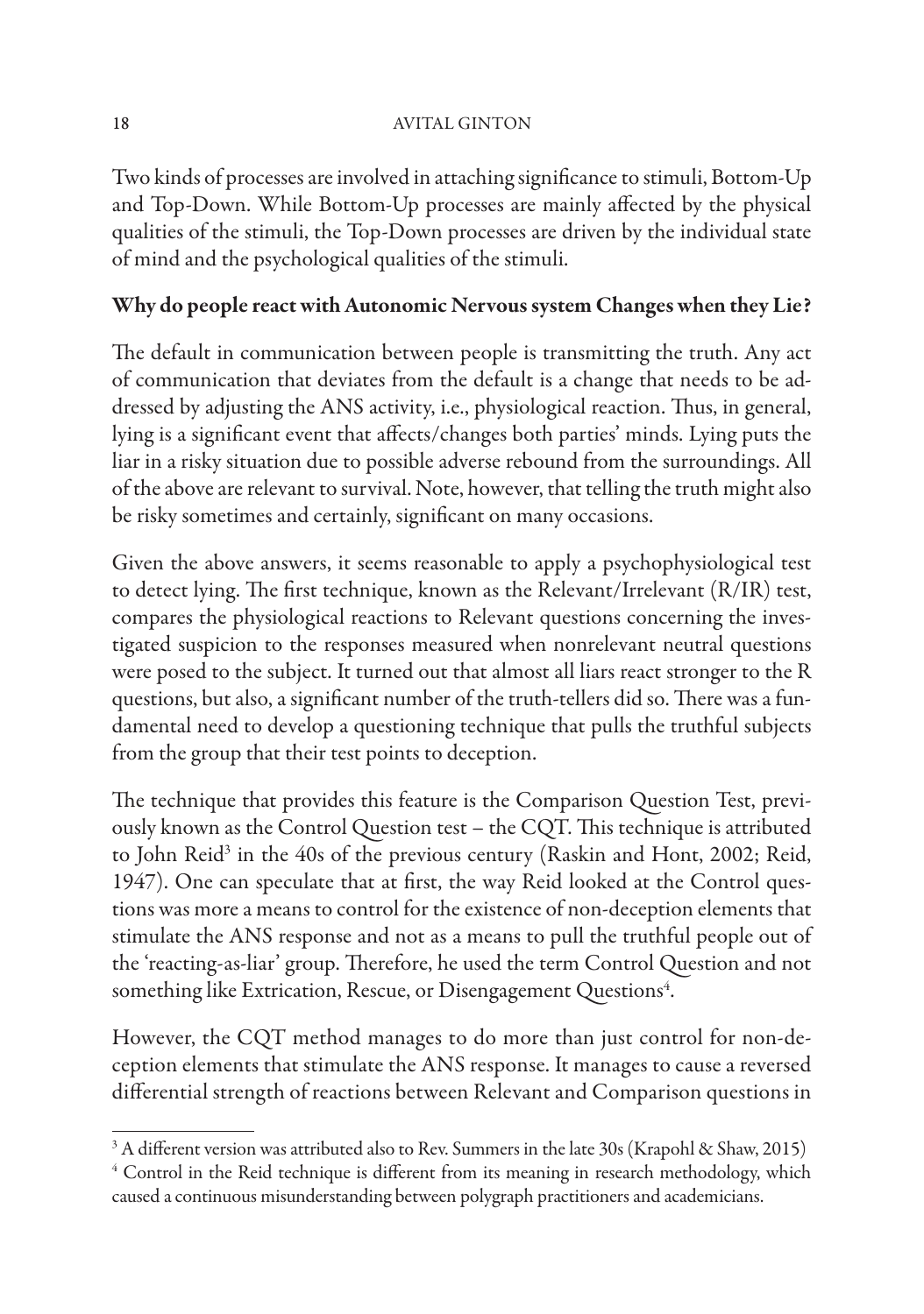Two kinds of processes are involved in attaching significance to stimuli, Bottom-Up and Top-Down. While Bottom-Up processes are mainly affected by the physical qualities of the stimuli, the Top-Down processes are driven by the individual state of mind and the psychological qualities of the stimuli.

**Why do people react with Autonomic Nervous system Changes when they Lie?**

The default in communication between people is transmitting the truth. Any act of communication that deviates from the default is a change that needs to be addressed by adjusting the ANS activity, i.e., physiological reaction. Thus, in general, lying is a significant event that affects/changes both parties' minds. Lying puts the liar in a risky situation due to possible adverse rebound from the surroundings. All of the above are relevant to survival. Note, however, that telling the truth might also be risky sometimes and certainly, significant on many occasions.

Given the above answers, it seems reasonable to apply a psychophysiological test to detect lying. The first technique, known as the Relevant/Irrelevant (R/IR) test, compares the physiological reactions to Relevant questions concerning the investigated suspicion to the responses measured when nonrelevant neutral questions were posed to the subject. It turned out that almost all liars react stronger to the R questions, but also, a significant number of the truth-tellers did so. There was a fundamental need to develop a questioning technique that pulls the truthful subjects from the group that their test points to deception.

The technique that provides this feature is the Comparison Question Test, previously known as the Control Question test – the CQT. This technique is attributed to John Reid[3] in the 40s of the previous century (Raskin and Hont, 2002; Reid, 1947). One can speculate that at first, the way Reid looked at the Control questions was more a means to control for the existence of non-deception elements that stimulate the ANS response and not as a means to pull the truthful people out of the 'reacting-as-liar' group. Therefore, he used the term Control Question and not something like Extrication, Rescue, or Disengagement Questions[4].

However, the CQT method manages to do more than just control for non-deception elements that stimulate the ANS response. It manages to cause a reversed differential strength of reactions between Relevant and Comparison questions in

---

[3] A different version was attributed also to Rev. Summers in the late 30s (Krapohl & Shaw, 2015)

[4] Control in the Reid technique is different from its meaning in research methodology, which caused a continuous misunderstanding between polygraph practitioners and academicians.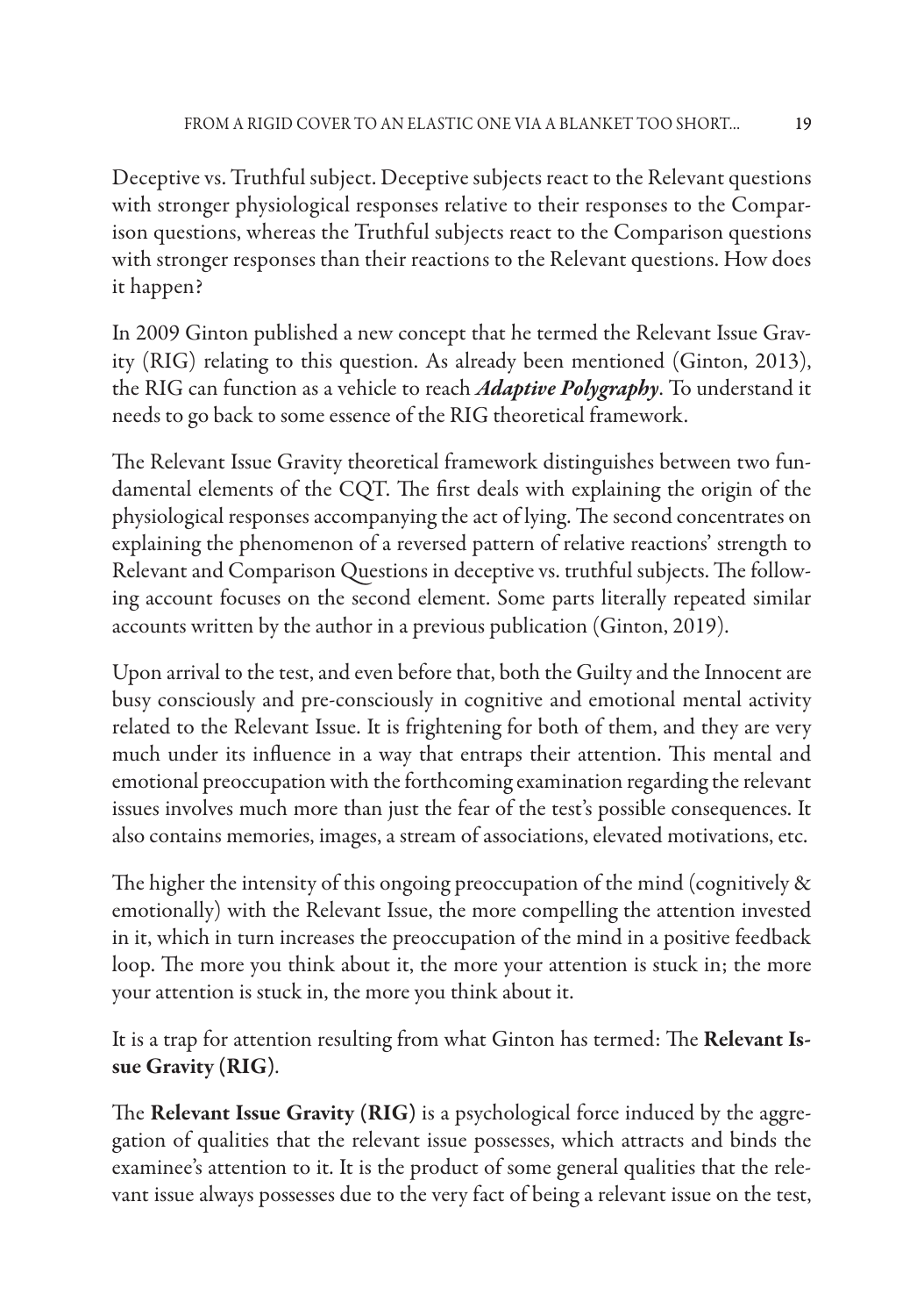Deceptive vs. Truthful subject. Deceptive subjects react to the Relevant questions with stronger physiological responses relative to their responses to the Comparison questions, whereas the Truthful subjects react to the Comparison questions with stronger responses than their reactions to the Relevant questions. How does it happen?

In 2009 Ginton published a new concept that he termed the Relevant Issue Gravity (RIG) relating to this question. As already been mentioned (Ginton, 2013), the RIG can function as a vehicle to reach ***Adaptive Polygraphy***. To understand it needs to go back to some essence of the RIG theoretical framework.

The Relevant Issue Gravity theoretical framework distinguishes between two fundamental elements of the CQT. The first deals with explaining the origin of the physiological responses accompanying the act of lying. The second concentrates on explaining the phenomenon of a reversed pattern of relative reactions' strength to Relevant and Comparison Questions in deceptive vs. truthful subjects. The following account focuses on the second element. Some parts literally repeated similar accounts written by the author in a previous publication (Ginton, 2019).

Upon arrival to the test, and even before that, both the Guilty and the Innocent are busy consciously and pre-consciously in cognitive and emotional mental activity related to the Relevant Issue. It is frightening for both of them, and they are very much under its influence in a way that entraps their attention. This mental and emotional preoccupation with the forthcoming examination regarding the relevant issues involves much more than just the fear of the test's possible consequences. It also contains memories, images, a stream of associations, elevated motivations, etc.

The higher the intensity of this ongoing preoccupation of the mind (cognitively & emotionally) with the Relevant Issue, the more compelling the attention invested in it, which in turn increases the preoccupation of the mind in a positive feedback loop. The more you think about it, the more your attention is stuck in; the more your attention is stuck in, the more you think about it.

It is a trap for attention resulting from what Ginton has termed: The **Relevant Issue Gravity (RIG)**.

The **Relevant Issue Gravity (RIG)** is a psychological force induced by the aggregation of qualities that the relevant issue possesses, which attracts and binds the examinee's attention to it. It is the product of some general qualities that the relevant issue always possesses due to the very fact of being a relevant issue on the test,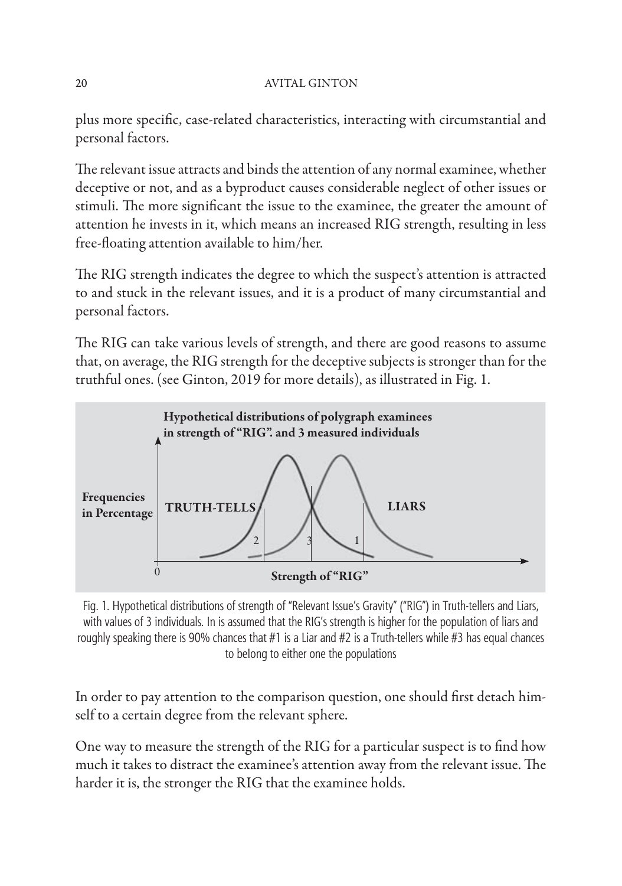plus more specific, case-related characteristics, interacting with circumstantial and personal factors.

The relevant issue attracts and binds the attention of any normal examinee, whether deceptive or not, and as a byproduct causes considerable neglect of other issues or stimuli. The more significant the issue to the examinee, the greater the amount of attention he invests in it, which means an increased RIG strength, resulting in less free-floating attention available to him/her.

The RIG strength indicates the degree to which the suspect's attention is attracted to and stuck in the relevant issues, and it is a product of many circumstantial and personal factors.

The RIG can take various levels of strength, and there are good reasons to assume that, on average, the RIG strength for the deceptive subjects is stronger than for the truthful ones. (see Ginton, 2019 for more details), as illustrated in Fig. 1.

**Hypothetical distributions of polygraph examinees in strength of "RIG". and 3 measured individuals**

Frequencies in Percentage — TRUTH-TELLS — LIARS — 2 — 3 — 1 — 0 — Strength of "RIG"

Fig. 1. Hypothetical distributions of strength of "Relevant Issue's Gravity" ("RIG") in Truth-tellers and Liars, with values of 3 individuals. In is assumed that the RIG's strength is higher for the population of liars and roughly speaking there is 90% chances that #1 is a Liar and #2 is a Truth-tellers while #3 has equal chances to belong to either one the populations

In order to pay attention to the comparison question, one should first detach himself to a certain degree from the relevant sphere.

One way to measure the strength of the RIG for a particular suspect is to find how much it takes to distract the examinee's attention away from the relevant issue. The harder it is, the stronger the RIG that the examinee holds.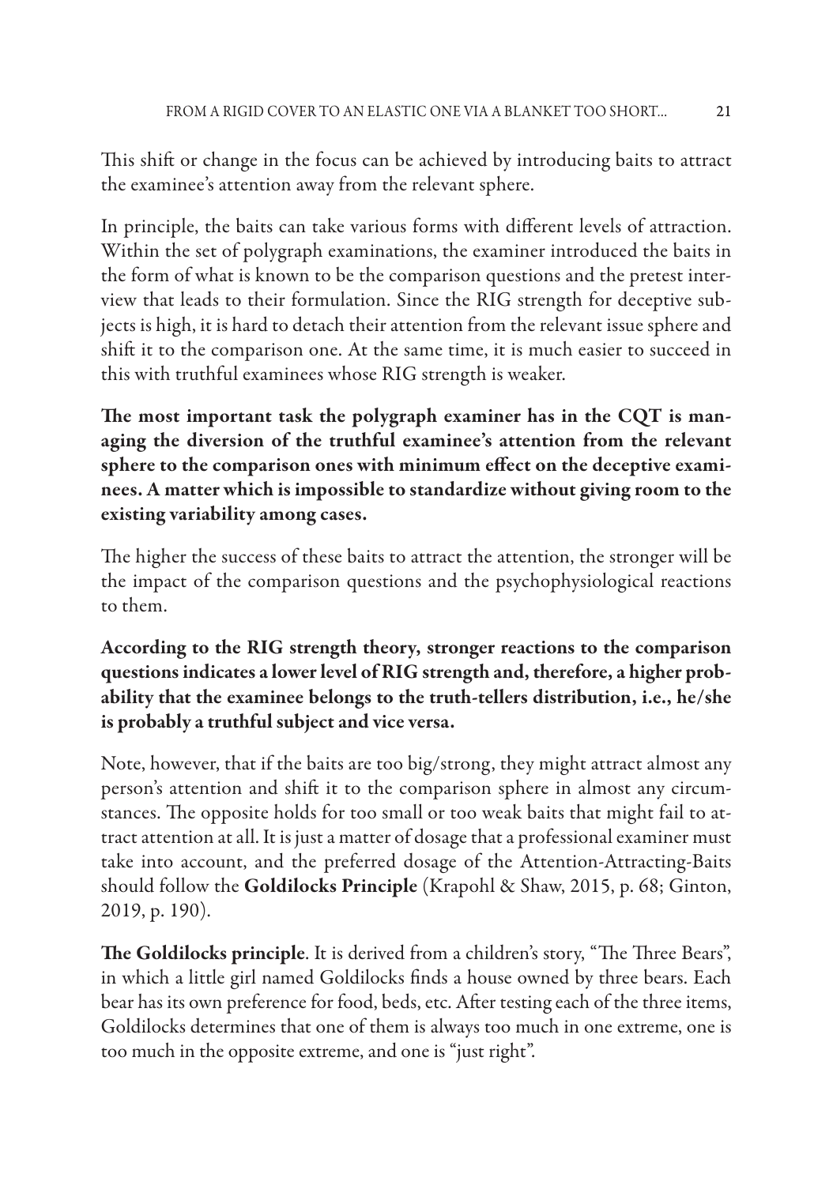This shift or change in the focus can be achieved by introducing baits to attract the examinee's attention away from the relevant sphere.

In principle, the baits can take various forms with different levels of attraction. Within the set of polygraph examinations, the examiner introduced the baits in the form of what is known to be the comparison questions and the pretest interview that leads to their formulation. Since the RIG strength for deceptive subjects is high, it is hard to detach their attention from the relevant issue sphere and shift it to the comparison one. At the same time, it is much easier to succeed in this with truthful examinees whose RIG strength is weaker.

**The most important task the polygraph examiner has in the CQT is managing the diversion of the truthful examinee's attention from the relevant sphere to the comparison ones with minimum effect on the deceptive examinees. A matter which is impossible to standardize without giving room to the existing variability among cases.**

The higher the success of these baits to attract the attention, the stronger will be the impact of the comparison questions and the psychophysiological reactions to them.

**According to the RIG strength theory, stronger reactions to the comparison questions indicates a lower level of RIG strength and, therefore, a higher probability that the examinee belongs to the truth-tellers distribution, i.e., he/she is probably a truthful subject and vice versa.**

Note, however, that if the baits are too big/strong, they might attract almost any person's attention and shift it to the comparison sphere in almost any circumstances. The opposite holds for too small or too weak baits that might fail to attract attention at all. It is just a matter of dosage that a professional examiner must take into account, and the preferred dosage of the Attention-Attracting-Baits should follow the **Goldilocks Principle** (Krapohl & Shaw, 2015, p. 68; Ginton, 2019, p. 190).

**The Goldilocks principle**. It is derived from a children's story, "The Three Bears", in which a little girl named Goldilocks finds a house owned by three bears. Each bear has its own preference for food, beds, etc. After testing each of the three items, Goldilocks determines that one of them is always too much in one extreme, one is too much in the opposite extreme, and one is "just right".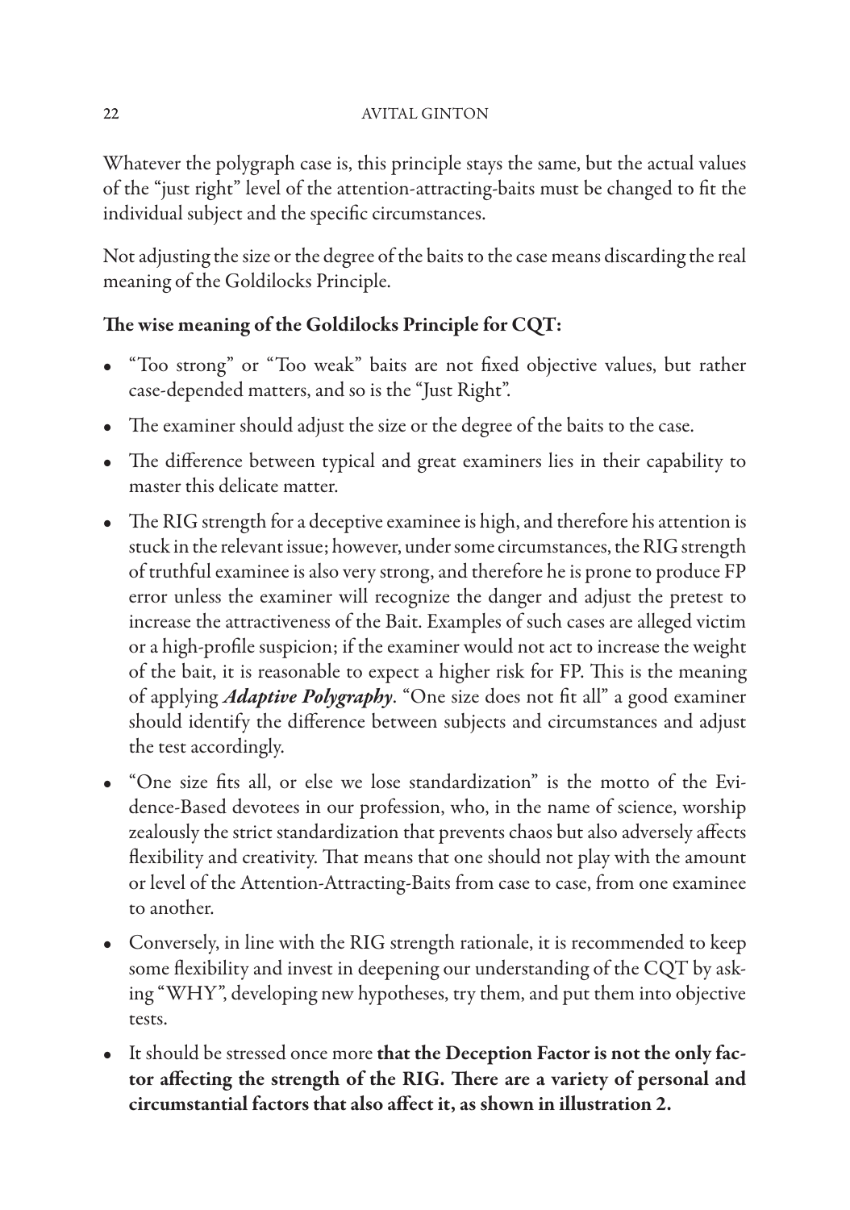Whatever the polygraph case is, this principle stays the same, but the actual values of the "just right" level of the attention-attracting-baits must be changed to fit the individual subject and the specific circumstances.

Not adjusting the size or the degree of the baits to the case means discarding the real meaning of the Goldilocks Principle.

**The wise meaning of the Goldilocks Principle for CQT:**

- "Too strong" or "Too weak" baits are not fixed objective values, but rather case-depended matters, and so is the "Just Right".
- The examiner should adjust the size or the degree of the baits to the case.
- The difference between typical and great examiners lies in their capability to master this delicate matter.
- The RIG strength for a deceptive examinee is high, and therefore his attention is stuck in the relevant issue; however, under some circumstances, the RIG strength of truthful examinee is also very strong, and therefore he is prone to produce FP error unless the examiner will recognize the danger and adjust the pretest to increase the attractiveness of the Bait. Examples of such cases are alleged victim or a high-profile suspicion; if the examiner would not act to increase the weight of the bait, it is reasonable to expect a higher risk for FP. This is the meaning of applying ***Adaptive Polygraphy***. "One size does not fit all" a good examiner should identify the difference between subjects and circumstances and adjust the test accordingly.
- "One size fits all, or else we lose standardization" is the motto of the Evidence-Based devotees in our profession, who, in the name of science, worship zealously the strict standardization that prevents chaos but also adversely affects flexibility and creativity. That means that one should not play with the amount or level of the Attention-Attracting-Baits from case to case, from one examinee to another.
- Conversely, in line with the RIG strength rationale, it is recommended to keep some flexibility and invest in deepening our understanding of the CQT by asking "WHY", developing new hypotheses, try them, and put them into objective tests.
- It should be stressed once more **that the Deception Factor is not the only factor affecting the strength of the RIG. There are a variety of personal and circumstantial factors that also affect it, as shown in illustration 2.**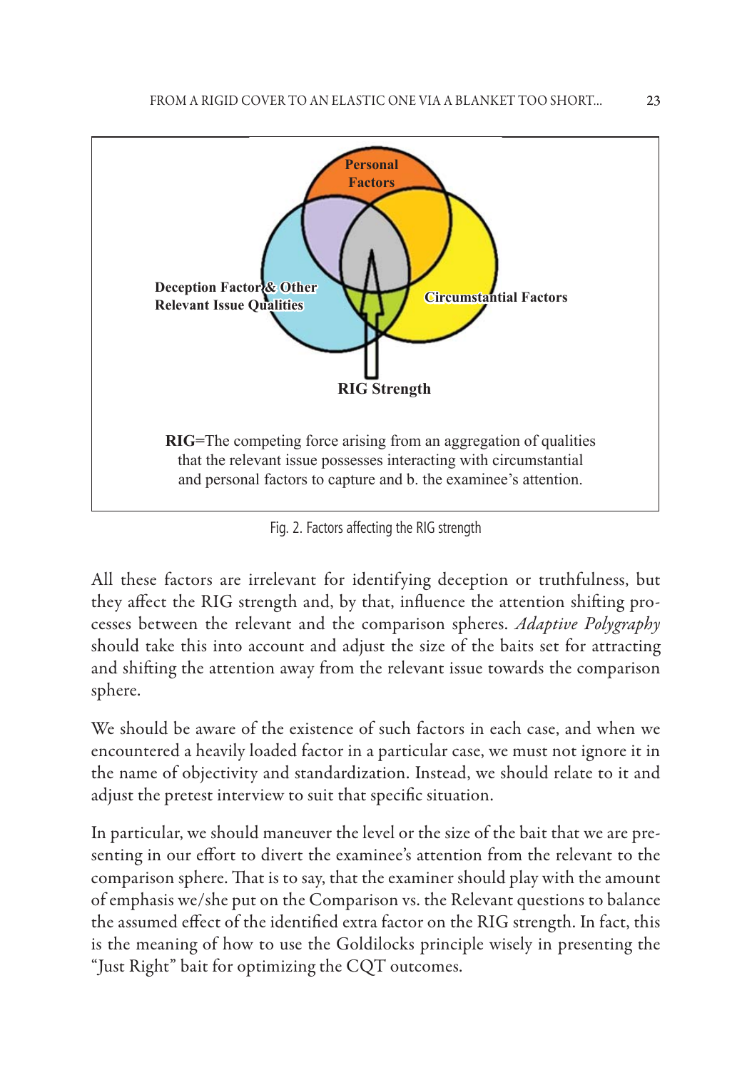Personal Factors

Deception Factor & Other Relevant Issue Qualities

Circumstantial Factors

RIG Strength

**RIG**=The competing force arising from an aggregation of qualities that the relevant issue possesses interacting with circumstantial and personal factors to capture and b. the examinee's attention.

Fig. 2. Factors affecting the RIG strength

All these factors are irrelevant for identifying deception or truthfulness, but they affect the RIG strength and, by that, influence the attention shifting processes between the relevant and the comparison spheres. *Adaptive Polygraphy* should take this into account and adjust the size of the baits set for attracting and shifting the attention away from the relevant issue towards the comparison sphere.

We should be aware of the existence of such factors in each case, and when we encountered a heavily loaded factor in a particular case, we must not ignore it in the name of objectivity and standardization. Instead, we should relate to it and adjust the pretest interview to suit that specific situation.

In particular, we should maneuver the level or the size of the bait that we are presenting in our effort to divert the examinee's attention from the relevant to the comparison sphere. That is to say, that the examiner should play with the amount of emphasis we/she put on the Comparison vs. the Relevant questions to balance the assumed effect of the identified extra factor on the RIG strength. In fact, this is the meaning of how to use the Goldilocks principle wisely in presenting the "Just Right" bait for optimizing the CQT outcomes.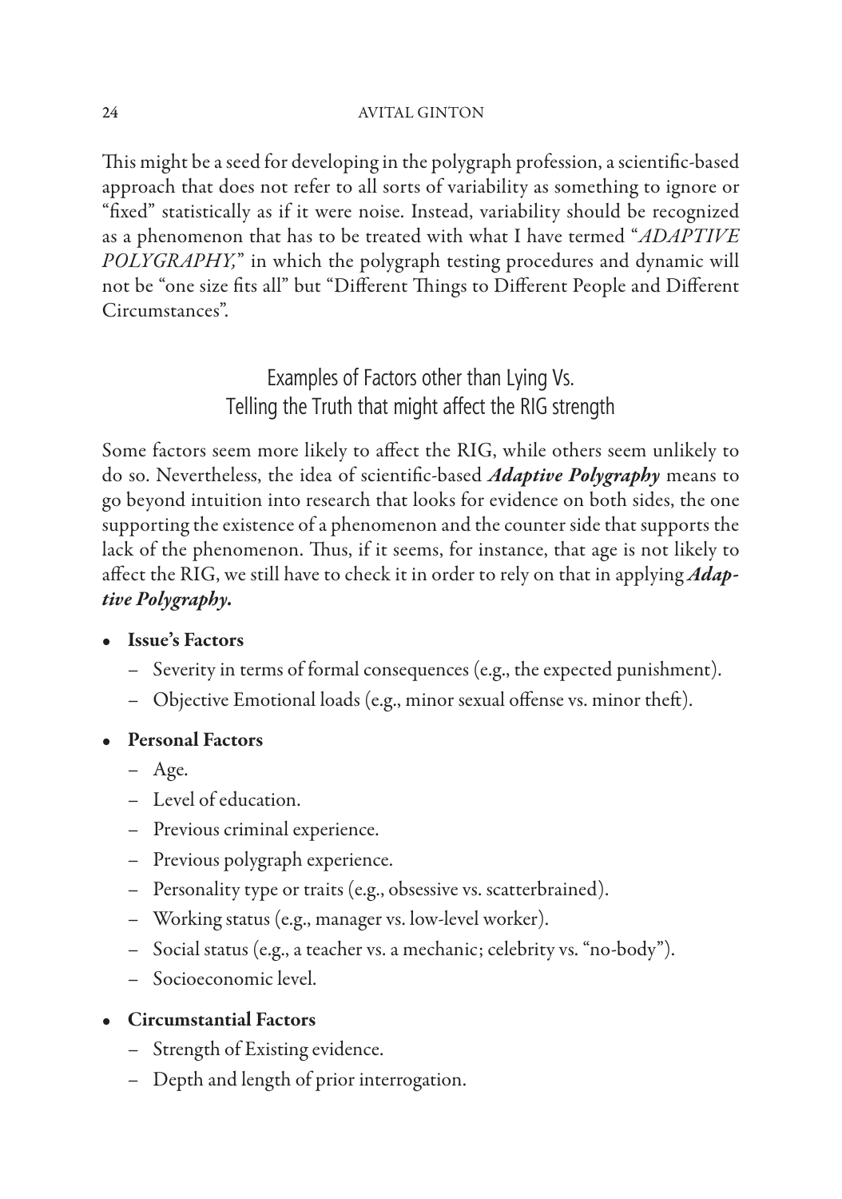This might be a seed for developing in the polygraph profession, a scientific-based approach that does not refer to all sorts of variability as something to ignore or "fixed" statistically as if it were noise. Instead, variability should be recognized as a phenomenon that has to be treated with what I have termed "*ADAPTIVE POLYGRAPHY,*" in which the polygraph testing procedures and dynamic will not be "one size fits all" but "Different Things to Different People and Different Circumstances".

## Examples of Factors other than Lying Vs. Telling the Truth that might affect the RIG strength

Some factors seem more likely to affect the RIG, while others seem unlikely to do so. Nevertheless, the idea of scientific-based ***Adaptive Polygraphy*** means to go beyond intuition into research that looks for evidence on both sides, the one supporting the existence of a phenomenon and the counter side that supports the lack of the phenomenon. Thus, if it seems, for instance, that age is not likely to affect the RIG, we still have to check it in order to rely on that in applying ***Adaptive Polygraphy.***

- **Issue's Factors**
  - Severity in terms of formal consequences (e.g., the expected punishment).
  - Objective Emotional loads (e.g., minor sexual offense vs. minor theft).
- **Personal Factors**
  - Age.
  - Level of education.
  - Previous criminal experience.
  - Previous polygraph experience.
  - Personality type or traits (e.g., obsessive vs. scatterbrained).
  - Working status (e.g., manager vs. low-level worker).
  - Social status (e.g., a teacher vs. a mechanic; celebrity vs. "no-body").
  - Socioeconomic level.
- **Circumstantial Factors**
  - Strength of Existing evidence.
  - Depth and length of prior interrogation.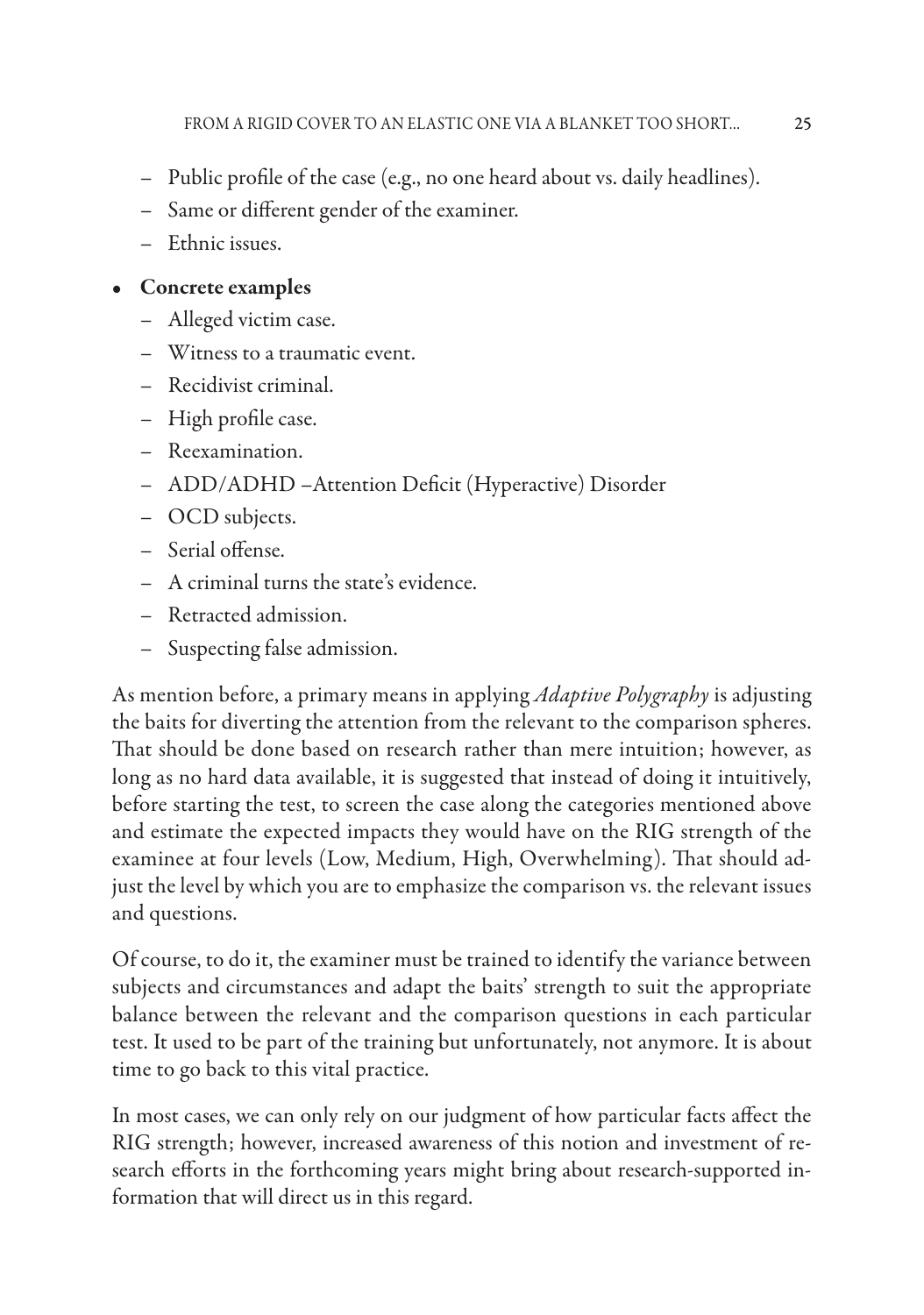- Public profile of the case (e.g., no one heard about vs. daily headlines).
- Same or different gender of the examiner.
- Ethnic issues.

- **Concrete examples**
  - Alleged victim case.
  - Witness to a traumatic event.
  - Recidivist criminal.
  - High profile case.
  - Reexamination.
  - ADD/ADHD –Attention Deficit (Hyperactive) Disorder
  - OCD subjects.
  - Serial offense.
  - A criminal turns the state's evidence.
  - Retracted admission.
  - Suspecting false admission.

As mention before, a primary means in applying *Adaptive Polygraphy* is adjusting the baits for diverting the attention from the relevant to the comparison spheres. That should be done based on research rather than mere intuition; however, as long as no hard data available, it is suggested that instead of doing it intuitively, before starting the test, to screen the case along the categories mentioned above and estimate the expected impacts they would have on the RIG strength of the examinee at four levels (Low, Medium, High, Overwhelming). That should adjust the level by which you are to emphasize the comparison vs. the relevant issues and questions.

Of course, to do it, the examiner must be trained to identify the variance between subjects and circumstances and adapt the baits' strength to suit the appropriate balance between the relevant and the comparison questions in each particular test. It used to be part of the training but unfortunately, not anymore. It is about time to go back to this vital practice.

In most cases, we can only rely on our judgment of how particular facts affect the RIG strength; however, increased awareness of this notion and investment of research efforts in the forthcoming years might bring about research-supported information that will direct us in this regard.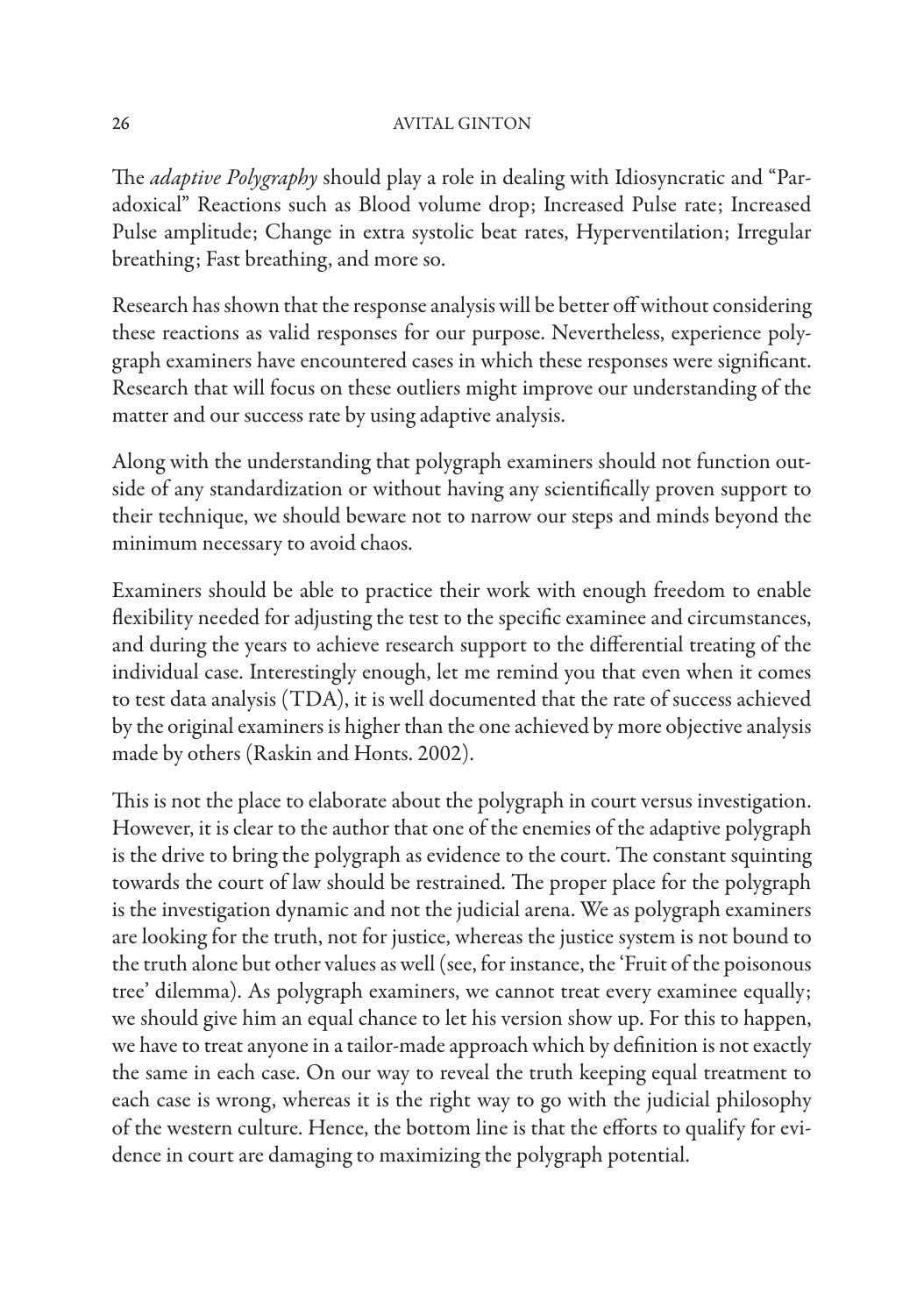The *adaptive Polygraphy* should play a role in dealing with Idiosyncratic and "Paradoxical" Reactions such as Blood volume drop; Increased Pulse rate; Increased Pulse amplitude; Change in extra systolic beat rates, Hyperventilation; Irregular breathing; Fast breathing, and more so.

Research has shown that the response analysis will be better off without considering these reactions as valid responses for our purpose. Nevertheless, experience polygraph examiners have encountered cases in which these responses were significant. Research that will focus on these outliers might improve our understanding of the matter and our success rate by using adaptive analysis.

Along with the understanding that polygraph examiners should not function outside of any standardization or without having any scientifically proven support to their technique, we should beware not to narrow our steps and minds beyond the minimum necessary to avoid chaos.

Examiners should be able to practice their work with enough freedom to enable flexibility needed for adjusting the test to the specific examinee and circumstances, and during the years to achieve research support to the differential treating of the individual case. Interestingly enough, let me remind you that even when it comes to test data analysis (TDA), it is well documented that the rate of success achieved by the original examiners is higher than the one achieved by more objective analysis made by others (Raskin and Honts. 2002).

This is not the place to elaborate about the polygraph in court versus investigation. However, it is clear to the author that one of the enemies of the adaptive polygraph is the drive to bring the polygraph as evidence to the court. The constant squinting towards the court of law should be restrained. The proper place for the polygraph is the investigation dynamic and not the judicial arena. We as polygraph examiners are looking for the truth, not for justice, whereas the justice system is not bound to the truth alone but other values as well (see, for instance, the 'Fruit of the poisonous tree' dilemma). As polygraph examiners, we cannot treat every examinee equally; we should give him an equal chance to let his version show up. For this to happen, we have to treat anyone in a tailor-made approach which by definition is not exactly the same in each case. On our way to reveal the truth keeping equal treatment to each case is wrong, whereas it is the right way to go with the judicial philosophy of the western culture. Hence, the bottom line is that the efforts to qualify for evidence in court are damaging to maximizing the polygraph potential.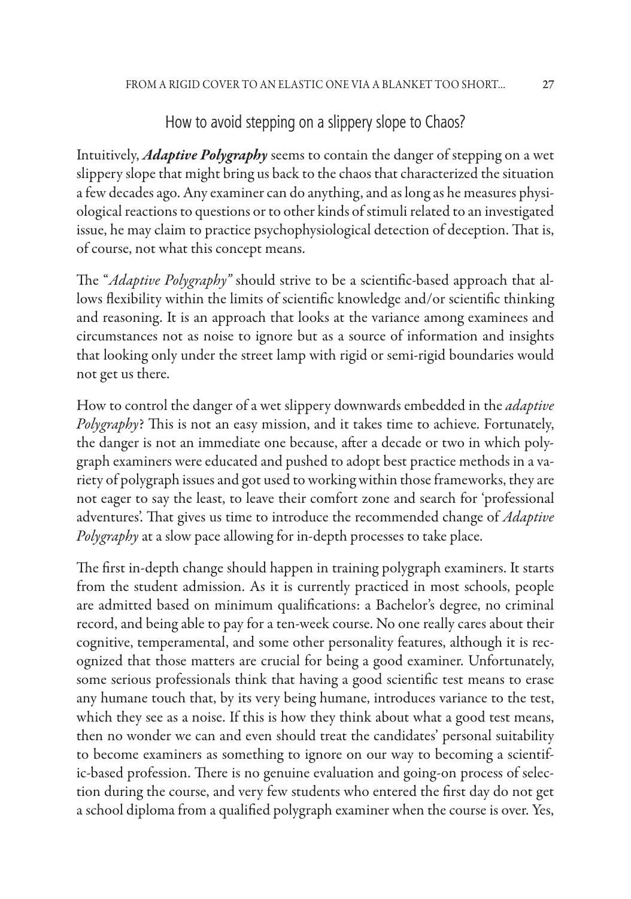## How to avoid stepping on a slippery slope to Chaos?

Intuitively, ***Adaptive Polygraphy*** seems to contain the danger of stepping on a wet slippery slope that might bring us back to the chaos that characterized the situation a few decades ago. Any examiner can do anything, and as long as he measures physiological reactions to questions or to other kinds of stimuli related to an investigated issue, he may claim to practice psychophysiological detection of deception. That is, of course, not what this concept means.

The "*Adaptive Polygraphy"* should strive to be a scientific-based approach that allows flexibility within the limits of scientific knowledge and/or scientific thinking and reasoning. It is an approach that looks at the variance among examinees and circumstances not as noise to ignore but as a source of information and insights that looking only under the street lamp with rigid or semi-rigid boundaries would not get us there.

How to control the danger of a wet slippery downwards embedded in the *adaptive Polygraphy*? This is not an easy mission, and it takes time to achieve. Fortunately, the danger is not an immediate one because, after a decade or two in which polygraph examiners were educated and pushed to adopt best practice methods in a variety of polygraph issues and got used to working within those frameworks, they are not eager to say the least, to leave their comfort zone and search for 'professional adventures'. That gives us time to introduce the recommended change of *Adaptive Polygraphy* at a slow pace allowing for in-depth processes to take place.

The first in-depth change should happen in training polygraph examiners. It starts from the student admission. As it is currently practiced in most schools, people are admitted based on minimum qualifications: a Bachelor's degree, no criminal record, and being able to pay for a ten-week course. No one really cares about their cognitive, temperamental, and some other personality features, although it is recognized that those matters are crucial for being a good examiner. Unfortunately, some serious professionals think that having a good scientific test means to erase any humane touch that, by its very being humane, introduces variance to the test, which they see as a noise. If this is how they think about what a good test means, then no wonder we can and even should treat the candidates' personal suitability to become examiners as something to ignore on our way to becoming a scientific-based profession. There is no genuine evaluation and going-on process of selection during the course, and very few students who entered the first day do not get a school diploma from a qualified polygraph examiner when the course is over. Yes,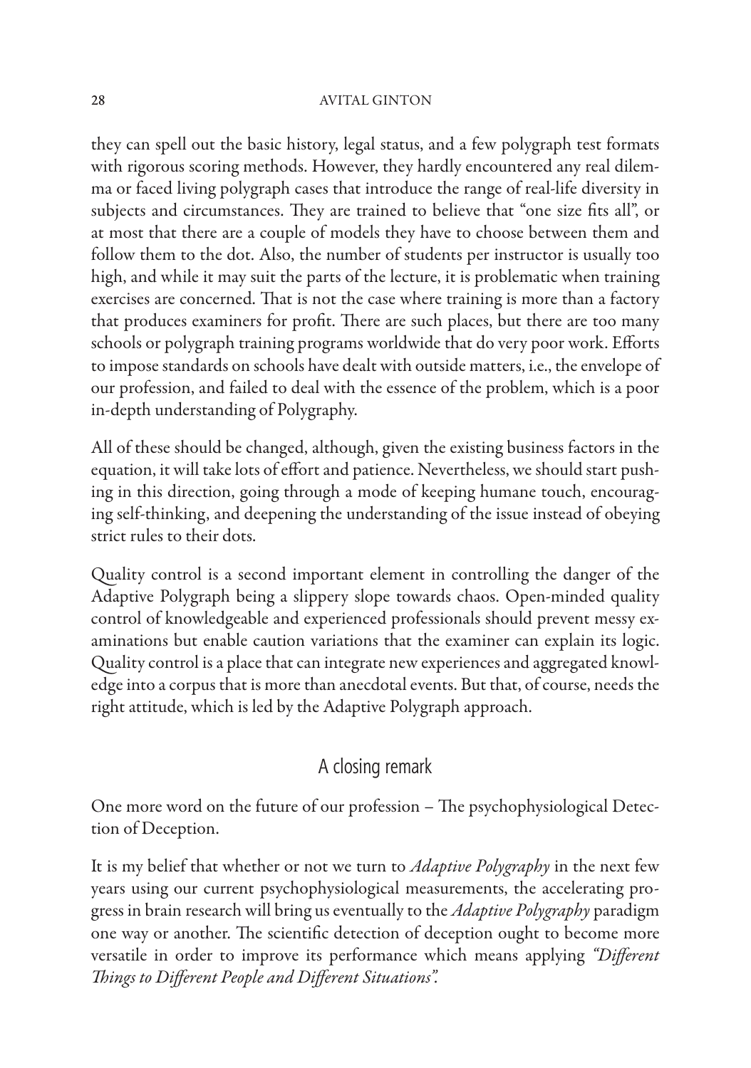they can spell out the basic history, legal status, and a few polygraph test formats with rigorous scoring methods. However, they hardly encountered any real dilemma or faced living polygraph cases that introduce the range of real-life diversity in subjects and circumstances. They are trained to believe that "one size fits all", or at most that there are a couple of models they have to choose between them and follow them to the dot. Also, the number of students per instructor is usually too high, and while it may suit the parts of the lecture, it is problematic when training exercises are concerned. That is not the case where training is more than a factory that produces examiners for profit. There are such places, but there are too many schools or polygraph training programs worldwide that do very poor work. Efforts to impose standards on schools have dealt with outside matters, i.e., the envelope of our profession, and failed to deal with the essence of the problem, which is a poor in-depth understanding of Polygraphy.

All of these should be changed, although, given the existing business factors in the equation, it will take lots of effort and patience. Nevertheless, we should start pushing in this direction, going through a mode of keeping humane touch, encouraging self-thinking, and deepening the understanding of the issue instead of obeying strict rules to their dots.

Quality control is a second important element in controlling the danger of the Adaptive Polygraph being a slippery slope towards chaos. Open-minded quality control of knowledgeable and experienced professionals should prevent messy examinations but enable caution variations that the examiner can explain its logic. Quality control is a place that can integrate new experiences and aggregated knowledge into a corpus that is more than anecdotal events. But that, of course, needs the right attitude, which is led by the Adaptive Polygraph approach.

## A closing remark

One more word on the future of our profession – The psychophysiological Detection of Deception.

It is my belief that whether or not we turn to *Adaptive Polygraphy* in the next few years using our current psychophysiological measurements, the accelerating progress in brain research will bring us eventually to the *Adaptive Polygraphy* paradigm one way or another. The scientific detection of deception ought to become more versatile in order to improve its performance which means applying *"Different Things to Different People and Different Situations".*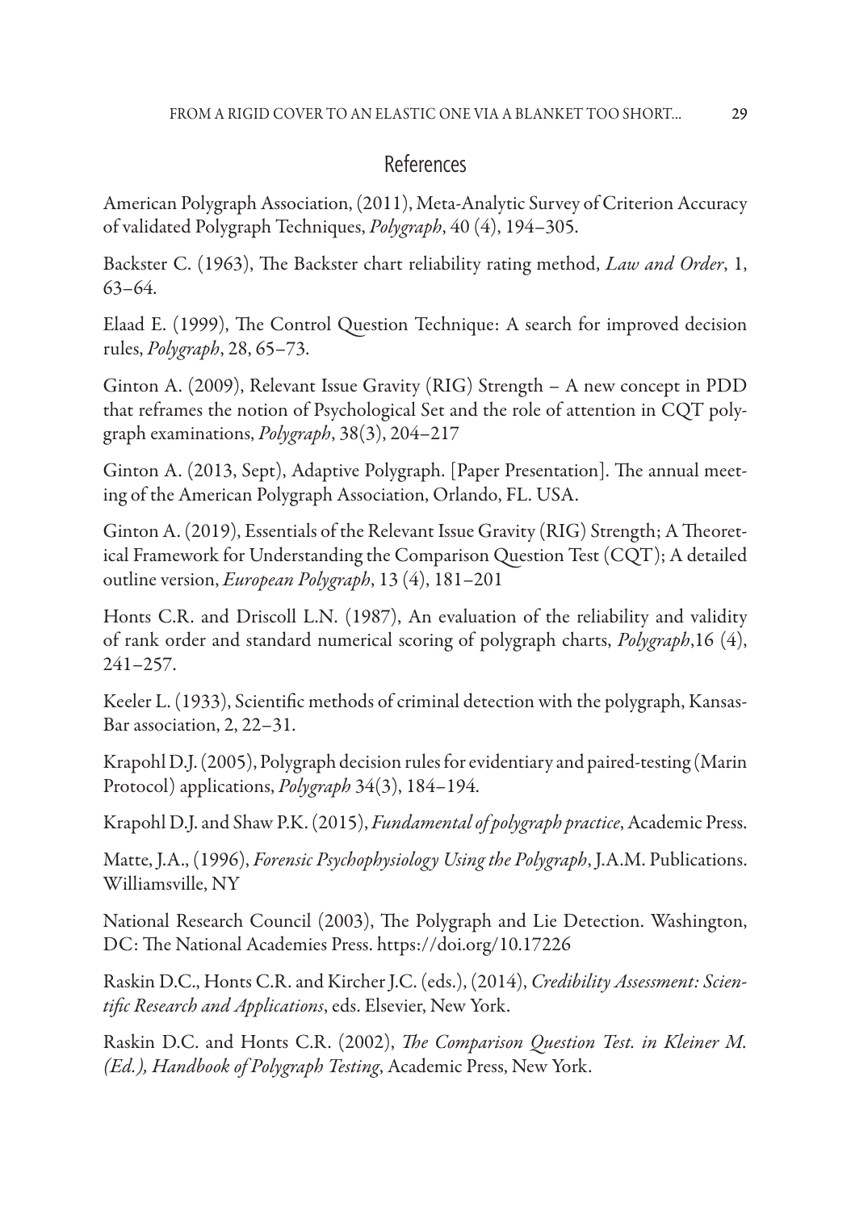## References

American Polygraph Association, (2011), Meta-Analytic Survey of Criterion Accuracy of validated Polygraph Techniques, *Polygraph*, 40 (4), 194–305.

Backster C. (1963), The Backster chart reliability rating method, *Law and Order*, 1, 63–64.

Elaad E. (1999), The Control Question Technique: A search for improved decision rules, *Polygraph*, 28, 65–73.

Ginton A. (2009), Relevant Issue Gravity (RIG) Strength – A new concept in PDD that reframes the notion of Psychological Set and the role of attention in CQT polygraph examinations, *Polygraph*, 38(3), 204–217

Ginton A. (2013, Sept), Adaptive Polygraph. [Paper Presentation]. The annual meeting of the American Polygraph Association, Orlando, FL. USA.

Ginton A. (2019), Essentials of the Relevant Issue Gravity (RIG) Strength; A Theoretical Framework for Understanding the Comparison Question Test (CQT); A detailed outline version, *European Polygraph*, 13 (4), 181–201

Honts C.R. and Driscoll L.N. (1987), An evaluation of the reliability and validity of rank order and standard numerical scoring of polygraph charts, *Polygraph*,16 (4), 241–257.

Keeler L. (1933), Scientific methods of criminal detection with the polygraph, Kansas-Bar association, 2, 22–31.

Krapohl D.J. (2005), Polygraph decision rules for evidentiary and paired-testing (Marin Protocol) applications, *Polygraph* 34(3), 184–194.

Krapohl D.J. and Shaw P.K. (2015), *Fundamental of polygraph practice*, Academic Press.

Matte, J.A., (1996), *Forensic Psychophysiology Using the Polygraph*, J.A.M. Publications. Williamsville, NY

National Research Council (2003), The Polygraph and Lie Detection. Washington, DC: The National Academies Press. https://doi.org/10.17226

Raskin D.C., Honts C.R. and Kircher J.C. (eds.), (2014), *Credibility Assessment: Scientific Research and Applications*, eds. Elsevier, New York.

Raskin D.C. and Honts C.R. (2002), *The Comparison Question Test. in Kleiner M. (Ed.), Handbook of Polygraph Testing*, Academic Press, New York.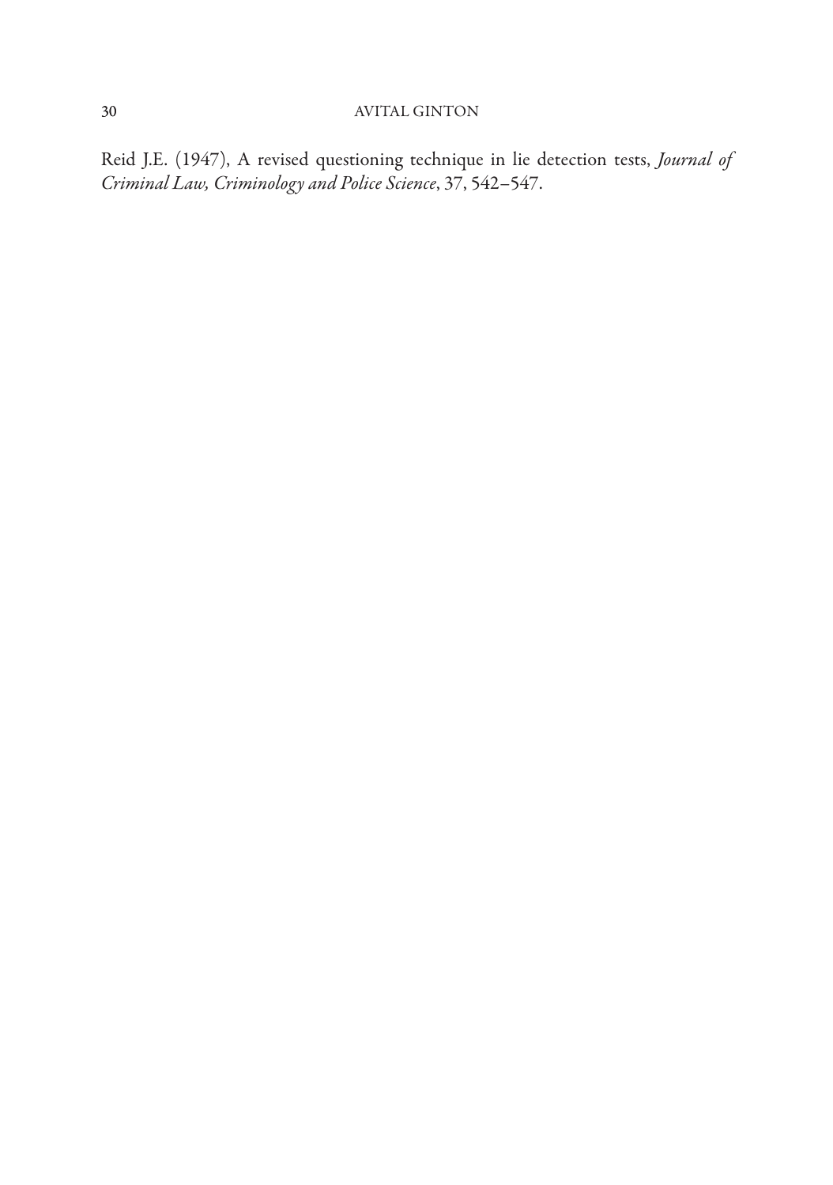Reid J.E. (1947), A revised questioning technique in lie detection tests, *Journal of Criminal Law, Criminology and Police Science*, 37, 542–547.